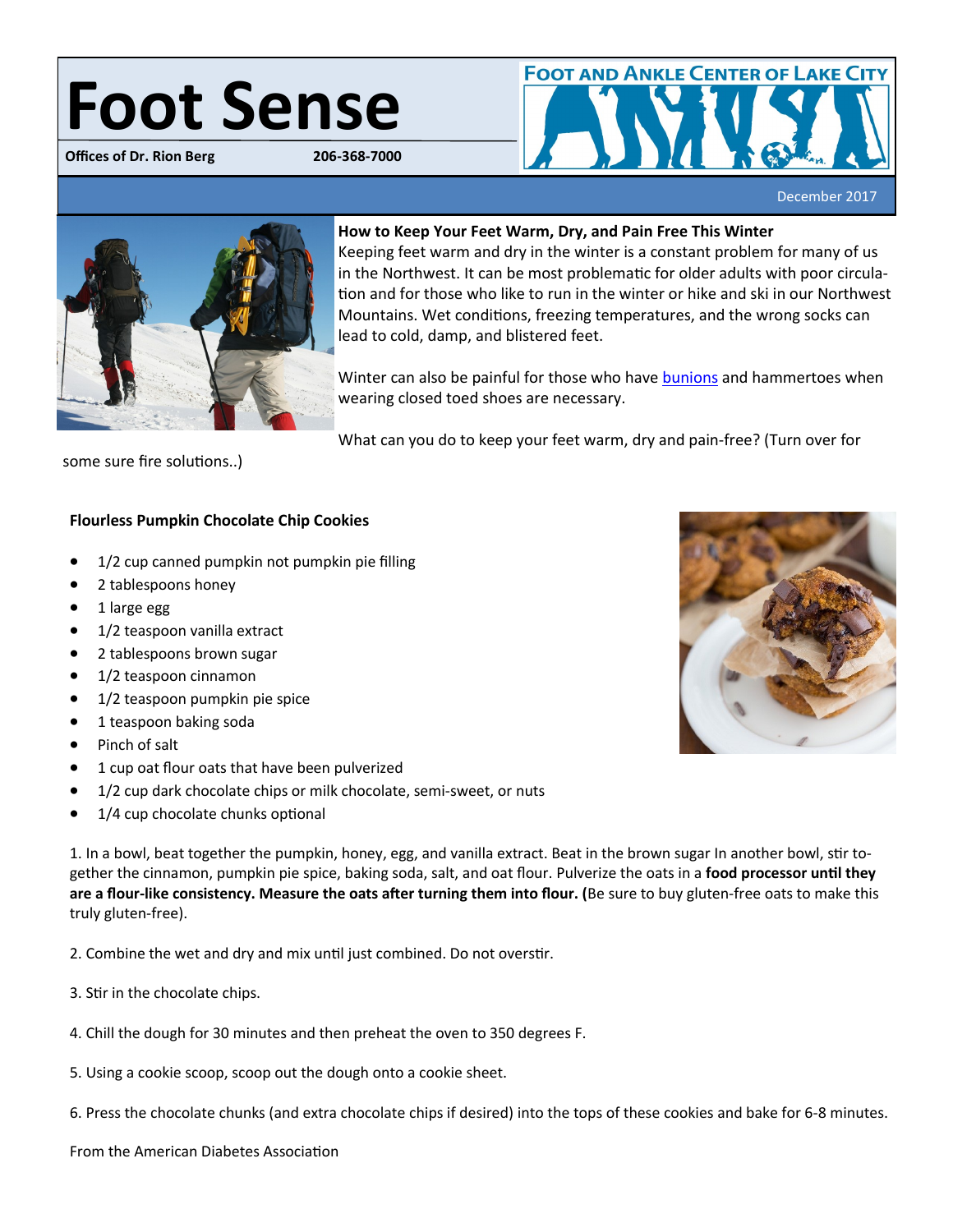# Foot Sense

**Offices of Dr. Rion Berg** 206-368-7000

FOOT AND ANKLE CENTER OF LAKE CITY

December 2017

**How to Keep Your Feet Warm, Dry, and Pain Free This Winter**

Keeping feet warm and dry in the winter is a constant problem for many of us in the Northwest. It can be most problematic for older adults with poor circulation and for those who like to run in the winter or hike and ski in our Northwest Mountains. Wet conditions, freezing temperatures, and the wrong socks can lead to cold, damp, and blistered feet.

Winter can also be painful for those who have bunions and hammertoes when wearing closed toed shoes are necessary.

What can you do to keep your feet warm, dry and pain-free? (Turn over for some sure fire solutions..)

**Flourless Pumpkin Chocolate Chip Cookies**

- 1/2 cup canned pumpkin not pumpkin pie filling
- 2 tablespoons honey
- 1 large egg
- 1/2 teaspoon vanilla extract
- 2 tablespoons brown sugar
- 1/2 teaspoon cinnamon
- 1/2 teaspoon pumpkin pie spice
- 1 teaspoon baking soda
- Pinch of salt
- 1 cup oat flour oats that have been pulverized
- 1/2 cup dark chocolate chips or milk chocolate, semi-sweet, or nuts
- 1/4 cup chocolate chunks optional

1. In a bowl, beat together the pumpkin, honey, egg, and vanilla extract. Beat in the brown sugar In another bowl, stir together the cinnamon, pumpkin pie spice, baking soda, salt, and oat flour. Pulverize the oats in a **food processor until they are a flour-like consistency. Measure the oats after turning them into flour. (**Be sure to buy gluten-free oats to make this truly gluten-free).

2. Combine the wet and dry and mix until just combined. Do not overstir.

3. Stir in the chocolate chips.

4. Chill the dough for 30 minutes and then preheat the oven to 350 degrees F.

5. Using a cookie scoop, scoop out the dough onto a cookie sheet.

6. Press the chocolate chunks (and extra chocolate chips if desired) into the tops of these cookies and bake for 6-8 minutes.

From the American Diabetes Association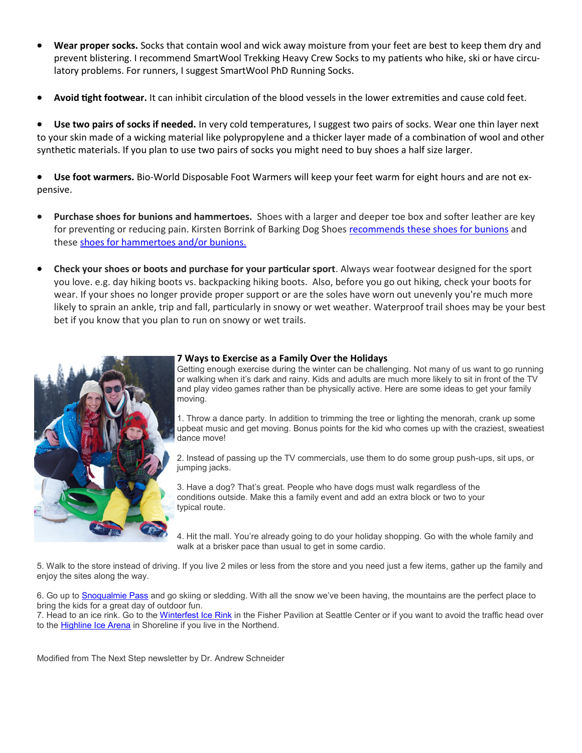- **Wear proper socks.** Socks that contain wool and wick away moisture from your feet are best to keep them dry and prevent blistering. I recommend SmartWool Trekking Heavy Crew Socks to my patients who hike, ski or have circulatory problems. For runners, I suggest SmartWool PhD Running Socks.

- **Avoid tight footwear.** It can inhibit circulation of the blood vessels in the lower extremities and cause cold feet.

- **Use two pairs of socks if needed.** In very cold temperatures, I suggest two pairs of socks. Wear one thin layer next to your skin made of a wicking material like polypropylene and a thicker layer made of a combination of wool and other synthetic materials. If you plan to use two pairs of socks you might need to buy shoes a half size larger.

- **Use foot warmers.** Bio-World Disposable Foot Warmers will keep your feet warm for eight hours and are not expensive.

- **Purchase shoes for bunions and hammertoes.** Shoes with a larger and deeper toe box and softer leather are key for preventing or reducing pain. Kirsten Borrink of Barking Dog Shoes recommends these shoes for bunions and these shoes for hammertoes and/or bunions.

- **Check your shoes or boots and purchase for your particular sport**. Always wear footwear designed for the sport you love. e.g. day hiking boots vs. backpacking hiking boots. Also, before you go out hiking, check your boots for wear. If your shoes no longer provide proper support or are the soles have worn out unevenly you're much more likely to sprain an ankle, trip and fall, particularly in snowy or wet weather. Waterproof trail shoes may be your best bet if you know that you plan to run on snowy or wet trails.

**7 Ways to Exercise as a Family Over the Holidays**

Getting enough exercise during the winter can be challenging. Not many of us want to go running or walking when it's dark and rainy. Kids and adults are much more likely to sit in front of the TV and play video games rather than be physically active. Here are some ideas to get your family moving.

1. Throw a dance party. In addition to trimming the tree or lighting the menorah, crank up some upbeat music and get moving. Bonus points for the kid who comes up with the craziest, sweatiest dance move!

2. Instead of passing up the TV commercials, use them to do some group push-ups, sit ups, or jumping jacks.

3. Have a dog? That's great. People who have dogs must walk regardless of the conditions outside. Make this a family event and add an extra block or two to your typical route.

4. Hit the mall. You're already going to do your holiday shopping. Go with the whole family and walk at a brisker pace than usual to get in some cardio.

5. Walk to the store instead of driving. If you live 2 miles or less from the store and you need just a few items, gather up the family and enjoy the sites along the way.

6. Go up to Snoqualmie Pass and go skiing or sledding. With all the snow we've been having, the mountains are the perfect place to bring the kids for a great day of outdoor fun.

7. Head to an ice rink. Go to the Winterfest Ice Rink in the Fisher Pavilion at Seattle Center or if you want to avoid the traffic head over to the Highline Ice Arena in Shoreline if you live in the Northend.

Modified from The Next Step newsletter by Dr. Andrew Schneider